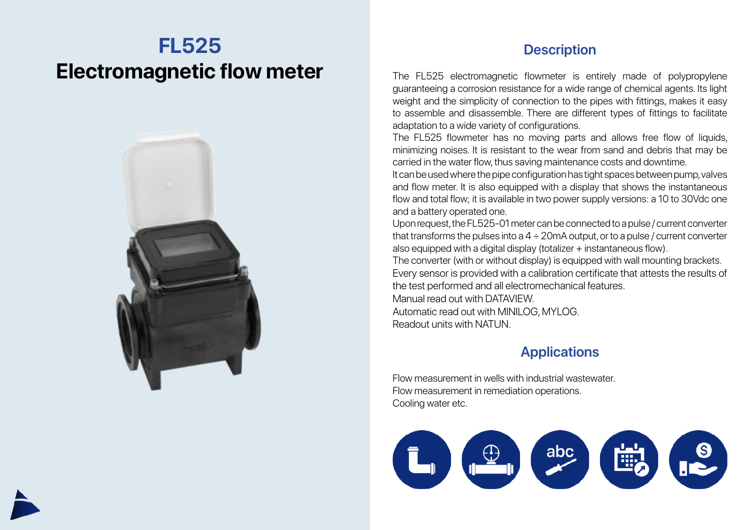# FL525

# Electromagnetic flow meter

## Description

The FL525 electromagnetic flowmeter is entirely made of polypropylene guaranteeing a corrosion resistance for a wide range of chemical agents. Its light weight and the simplicity of connection to the pipes with fittings, makes it easy to assemble and disassemble. There are different types of fittings to facilitate adaptation to a wide variety of configurations.

The FL525 flowmeter has no moving parts and allows free flow of liquids, minimizing noises. It is resistant to the wear from sand and debris that may be carried in the water flow, thus saving maintenance costs and downtime.

It can be used where the pipe configuration has tight spaces between pump, valves and flow meter. It is also equipped with a display that shows the instantaneous flow and total flow; it is available in two power supply versions: a 10 to 30Vdc one and a battery operated one.

Upon request, the FL525-01 meter can be connected to a pulse / current converter that transforms the pulses into a 4 ÷ 20mA output, or to a pulse / current converter also equipped with a digital display (totalizer + instantaneous flow).

The converter (with or without display) is equipped with wall mounting brackets.

Every sensor is provided with a calibration certificate that attests the results of the test performed and all electromechanical features.

Manual read out with DATAVIEW.

Automatic read out with MINILOG, MYLOG.

Readout units with NATUN.

## Applications

Flow measurement in wells with industrial wastewater.

Flow measurement in remediation operations.

Cooling water etc.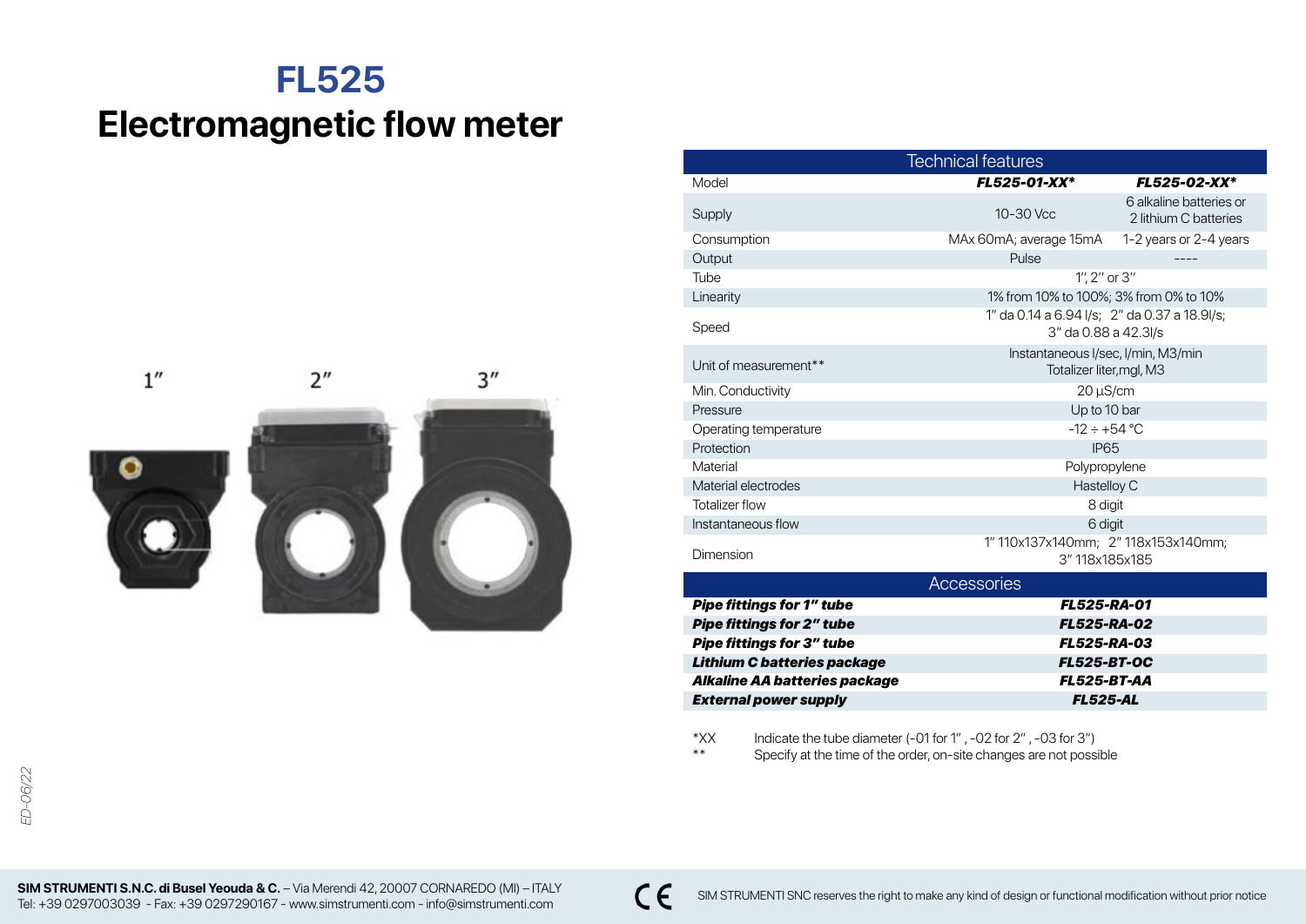# FL525

## Electromagnetic flow meter

1″ 2″ 3″

| Technical features | | |
|---|---|---|
| Model | ***FL525-01-XX**** | ***FL525-02-XX**** |
| Supply | 10-30 Vcc | 6 alkaline batteries or 2 lithium C batteries |
| Consumption | MAx 60mA; average 15mA | 1-2 years or 2-4 years |
| Output | Pulse | ---- |
| Tube | 1″, 2″ or 3″ | |
| Linearity | 1% from 10% to 100%; 3% from 0% to 10% | |
| Speed | 1″ da 0.14 a 6.94 l/s; 2″ da 0.37 a 18.9l/s; 3″ da 0.88 a 42.3l/s | |
| Unit of measurement** | Instantaneous l/sec, l/min, M3/min Totalizer liter,mgl, M3 | |
| Min. Conductivity | 20 µS/cm | |
| Pressure | Up to 10 bar | |
| Operating temperature | -12 ÷ +54 °C | |
| Protection | IP65 | |
| Material | Polypropylene | |
| Material electrodes | Hastelloy C | |
| Totalizer flow | 8 digit | |
| Instantaneous flow | 6 digit | |
| Dimension | 1″ 110x137x140mm; 2″ 118x153x140mm; 3″ 118x185x185 | |

| Accessories | |
|---|---|
| ***Pipe fittings for 1″ tube*** | ***FL525-RA-01*** |
| ***Pipe fittings for 2″ tube*** | ***FL525-RA-02*** |
| ***Pipe fittings for 3″ tube*** | ***FL525-RA-03*** |
| ***Lithium C batteries package*** | ***FL525-BT-OC*** |
| ***Alkaline AA batteries package*** | ***FL525-BT-AA*** |
| ***External power supply*** | ***FL525-AL*** |

*XX Indicate the tube diameter (-01 for 1″ , -02 for 2″ , -03 for 3″)

** Specify at the time of the order, on-site changes are not possible

ED-06/22

**SIM STRUMENTI S.N.C. di Busel Yeouda & C.** – Via Merendi 42, 20007 CORNAREDO (MI) – ITALY
Tel: +39 0297003039 - Fax: +39 0297290167 - www.simstrumenti.com - info@simstrumenti.com

SIM STRUMENTI SNC reserves the right to make any kind of design or functional modification without prior notice